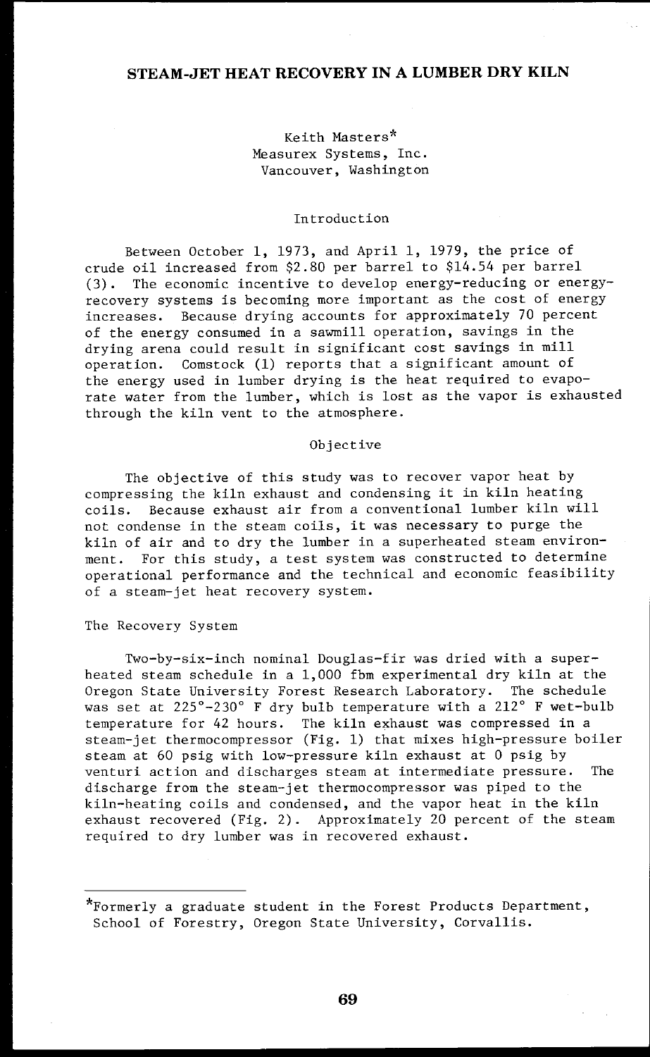# STEAM-JET HEAT RECOVERY IN A LUMBER DRY KILN

Keith Masters*
Measurex Systems, Inc.
Vancouver, Washington

## Introduction

Between October 1, 1973, and April 1, 1979, the price of crude oil increased from \$2.80 per barrel to \$14.54 per barrel (3). The economic incentive to develop energy-reducing or energy-recovery systems is becoming more important as the cost of energy increases. Because drying accounts for approximately 70 percent of the energy consumed in a sawmill operation, savings in the drying arena could result in significant cost savings in mill operation. Comstock (1) reports that a significant amount of the energy used in lumber drying is the heat required to evaporate water from the lumber, which is lost as the vapor is exhausted through the kiln vent to the atmosphere.

## Objective

The objective of this study was to recover vapor heat by compressing the kiln exhaust and condensing it in kiln heating coils. Because exhaust air from a conventional lumber kiln will not condense in the steam coils, it was necessary to purge the kiln of air and to dry the lumber in a superheated steam environment. For this study, a test system was constructed to determine operational performance and the technical and economic feasibility of a steam-jet heat recovery system.

### The Recovery System

Two-by-six-inch nominal Douglas-fir was dried with a superheated steam schedule in a 1,000 fbm experimental dry kiln at the Oregon State University Forest Research Laboratory. The schedule was set at 225°-230° F dry bulb temperature with a 212° F wet-bulb temperature for 42 hours. The kiln exhaust was compressed in a steam-jet thermocompressor (Fig. 1) that mixes high-pressure boiler steam at 60 psig with low-pressure kiln exhaust at 0 psig by venturi action and discharges steam at intermediate pressure. The discharge from the steam-jet thermocompressor was piped to the kiln-heating coils and condensed, and the vapor heat in the kiln exhaust recovered (Fig. 2). Approximately 20 percent of the steam required to dry lumber was in recovered exhaust.

*Formerly a graduate student in the Forest Products Department, School of Forestry, Oregon State University, Corvallis.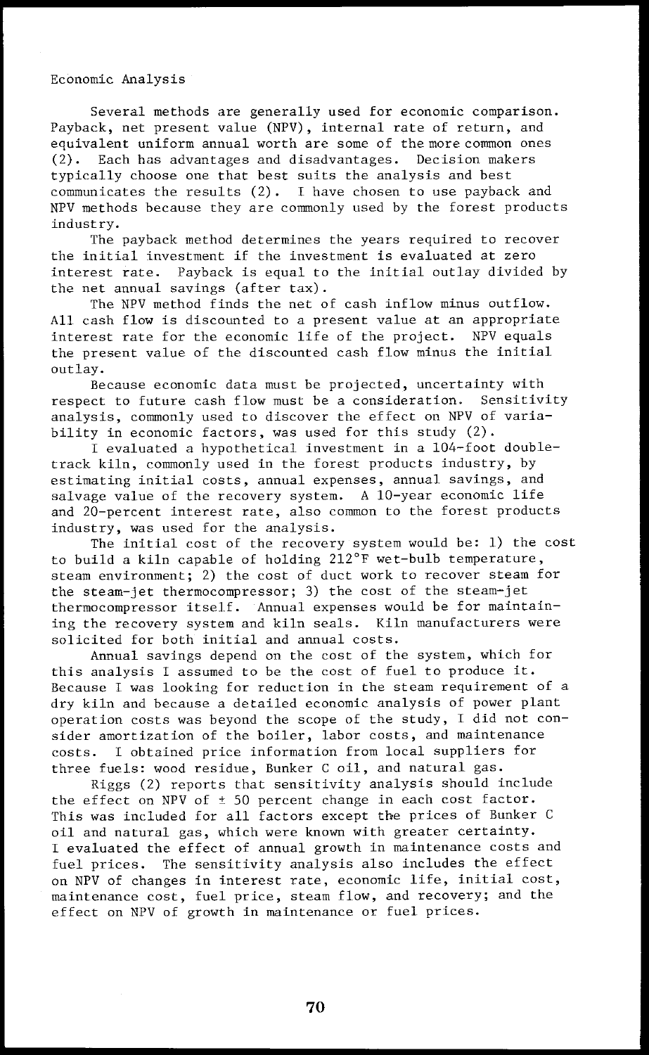## Economic Analysis

Several methods are generally used for economic comparison. Payback, net present value (NPV), internal rate of return, and equivalent uniform annual worth are some of the more common ones (2). Each has advantages and disadvantages. Decision makers typically choose one that best suits the analysis and best communicates the results (2). I have chosen to use payback and NPV methods because they are commonly used by the forest products industry.

The payback method determines the years required to recover the initial investment if the investment is evaluated at zero interest rate. Payback is equal to the initial outlay divided by the net annual savings (after tax).

The NPV method finds the net of cash inflow minus outflow. All cash flow is discounted to a present value at an appropriate interest rate for the economic life of the project. NPV equals the present value of the discounted cash flow minus the initial outlay.

Because economic data must be projected, uncertainty with respect to future cash flow must be a consideration. Sensitivity analysis, commonly used to discover the effect on NPV of variability in economic factors, was used for this study (2).

I evaluated a hypothetical investment in a 104-foot double-track kiln, commonly used in the forest products industry, by estimating initial costs, annual expenses, annual savings, and salvage value of the recovery system. A 10-year economic life and 20-percent interest rate, also common to the forest products industry, was used for the analysis.

The initial cost of the recovery system would be: 1) the cost to build a kiln capable of holding 212°F wet-bulb temperature, steam environment; 2) the cost of duct work to recover steam for the steam-jet thermocompressor; 3) the cost of the steam-jet thermocompressor itself. Annual expenses would be for maintaining the recovery system and kiln seals. Kiln manufacturers were solicited for both initial and annual costs.

Annual savings depend on the cost of the system, which for this analysis I assumed to be the cost of fuel to produce it. Because I was looking for reduction in the steam requirement of a dry kiln and because a detailed economic analysis of power plant operation costs was beyond the scope of the study, I did not consider amortization of the boiler, labor costs, and maintenance costs. I obtained price information from local suppliers for three fuels: wood residue, Bunker C oil, and natural gas.

Riggs (2) reports that sensitivity analysis should include the effect on NPV of ± 50 percent change in each cost factor. This was included for all factors except the prices of Bunker C oil and natural gas, which were known with greater certainty. I evaluated the effect of annual growth in maintenance costs and fuel prices. The sensitivity analysis also includes the effect on NPV of changes in interest rate, economic life, initial cost, maintenance cost, fuel price, steam flow, and recovery; and the effect on NPV of growth in maintenance or fuel prices.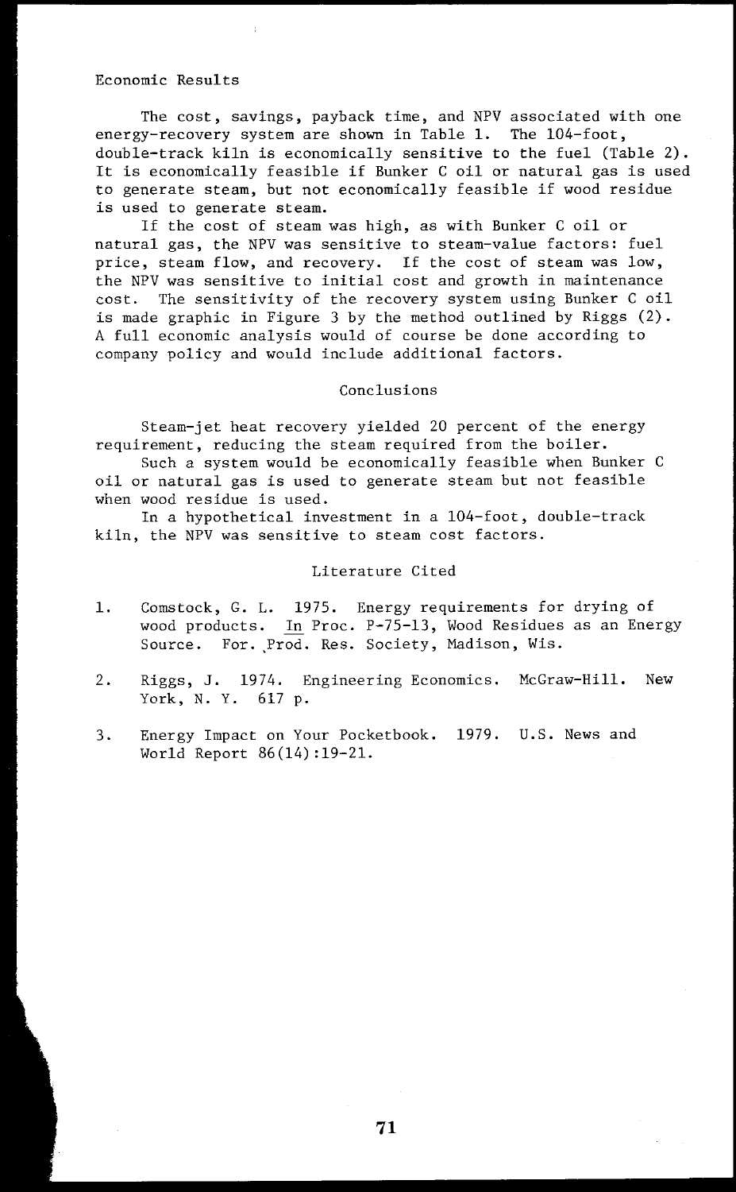## Economic Results

The cost, savings, payback time, and NPV associated with one energy-recovery system are shown in Table 1. The 104-foot, double-track kiln is economically sensitive to the fuel (Table 2). It is economically feasible if Bunker C oil or natural gas is used to generate steam, but not economically feasible if wood residue is used to generate steam.

If the cost of steam was high, as with Bunker C oil or natural gas, the NPV was sensitive to steam-value factors: fuel price, steam flow, and recovery. If the cost of steam was low, the NPV was sensitive to initial cost and growth in maintenance cost. The sensitivity of the recovery system using Bunker C oil is made graphic in Figure 3 by the method outlined by Riggs (2). A full economic analysis would of course be done according to company policy and would include additional factors.

## Conclusions

Steam-jet heat recovery yielded 20 percent of the energy requirement, reducing the steam required from the boiler.

Such a system would be economically feasible when Bunker C oil or natural gas is used to generate steam but not feasible when wood residue is used.

In a hypothetical investment in a 104-foot, double-track kiln, the NPV was sensitive to steam cost factors.

## Literature Cited

1. Comstock, G. L. 1975. Energy requirements for drying of wood products. In Proc. P-75-13, Wood Residues as an Energy Source. For. Prod. Res. Society, Madison, Wis.

2. Riggs, J. 1974. Engineering Economics. McGraw-Hill. New York, N. Y. 617 p.

3. Energy Impact on Your Pocketbook. 1979. U.S. News and World Report 86(14):19-21.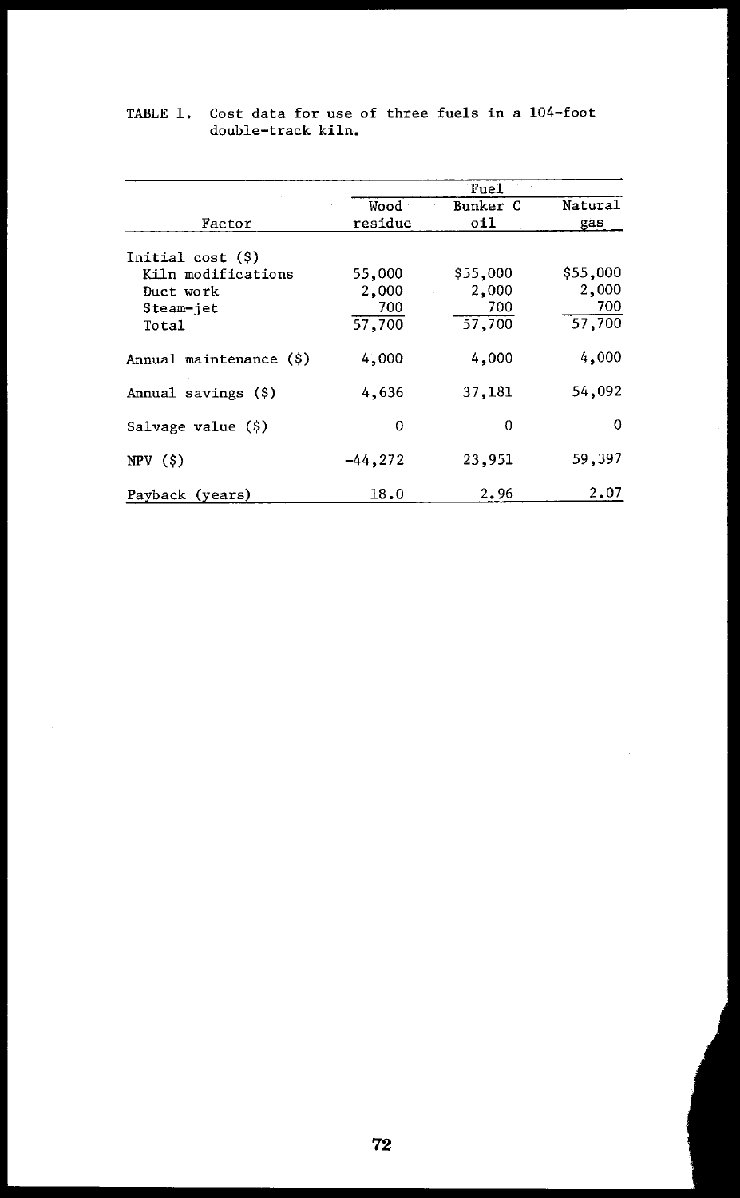TABLE 1. Cost data for use of three fuels in a 104-foot double-track kiln.

| Factor | Fuel | | |
|---|---|---|---|
| | Wood residue | Bunker C oil | Natural gas |
| Initial cost ($) | | | |
| Kiln modifications | 55,000 | $55,000 | $55,000 |
| Duct work | 2,000 | 2,000 | 2,000 |
| Steam-jet | 700 | 700 | 700 |
| Total | 57,700 | 57,700 | 57,700 |
| Annual maintenance ($) | 4,000 | 4,000 | 4,000 |
| Annual savings ($) | 4,636 | 37,181 | 54,092 |
| Salvage value ($) | 0 | 0 | 0 |
| NPV ($) | -44,272 | 23,951 | 59,397 |
| Payback (years) | 18.0 | 2.96 | 2.07 |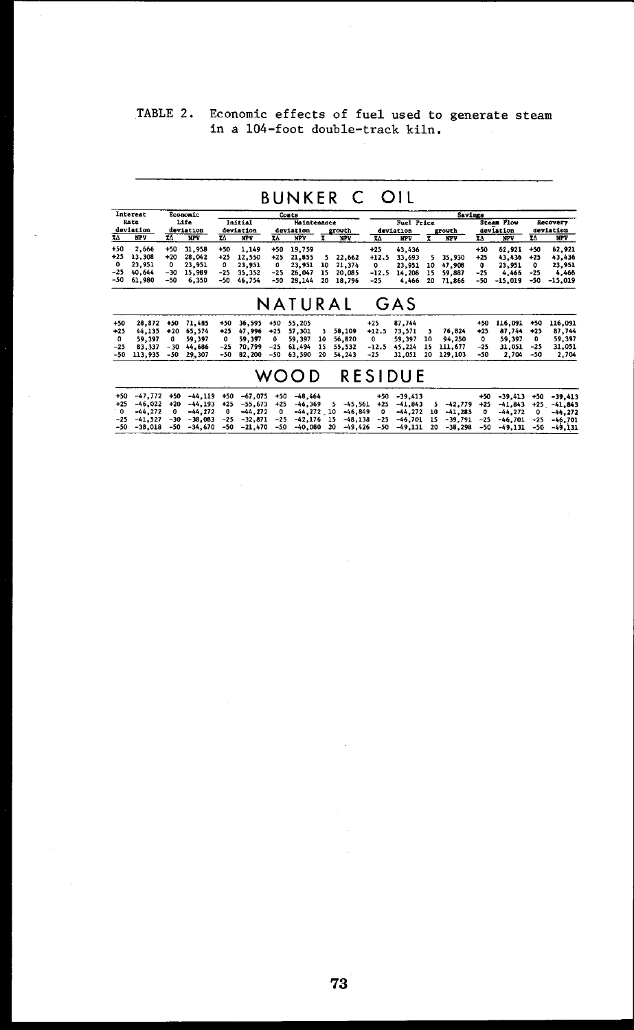TABLE 2. Economic effects of fuel used to generate steam in a 104-foot double-track kiln.

## BUNKER C OIL

| Interest Rate deviation | | Economic Life deviation | | Costs: Initial deviation | | Costs: Maintenance deviation | | Costs: Maintenance growth | | Savings: Fuel Price deviation | | Savings: Fuel Price growth | | Savings: Steam Flow deviation | | Savings: Recovery deviation | |
|---|---|---|---|---|---|---|---|---|---|---|---|---|---|---|---|---|---|
| %Δ | NPV | %Δ | NPV | %Δ | NPV | %Δ | NPV | % | NPV | %Δ | NPV | % | NPV | %Δ | NPV | %Δ | NPV |
| +50 | 2,666 | +50 | 31,958 | +50 | 1,149 | +50 | 19,759 | | | +25 | 43,436 | | | +50 | 62,921 | +50 | 62,921 |
| +25 | 13,308 | +20 | 28,042 | +25 | 12,550 | +25 | 21,855 | 5 | 22,662 | +12.5 | 33,693 | 5 | 35,930 | +25 | 43,436 | +25 | 43,436 |
| 0 | 23,951 | 0 | 23,951 | 0 | 23,951 | 0 | 23,951 | 10 | 21,374 | 0 | 23,951 | 10 | 47,908 | 0 | 23,951 | 0 | 23,951 |
| -25 | 40,644 | -30 | 15,989 | -25 | 35,352 | -25 | 26,047 | 15 | 20,085 | -12.5 | 14,208 | 15 | 59,887 | -25 | 4,466 | -25 | 4,466 |
| -50 | 61,980 | -50 | 6,350 | -50 | 46,754 | -50 | 28,144 | 20 | 18,796 | -25 | 4,466 | 20 | 71,866 | -50 | -15,019 | -50 | -15,019 |

## NATURAL GAS

| %Δ | NPV | %Δ | NPV | %Δ | NPV | %Δ | NPV | % | NPV | %Δ | NPV | % | NPV | %Δ | NPV | %Δ | NPV |
|---|---|---|---|---|---|---|---|---|---|---|---|---|---|---|---|---|---|
| +50 | 28,872 | +50 | 71,485 | +50 | 36,595 | +50 | 55,205 | | | +25 | 87,744 | | | +50 | 116,091 | +50 | 116,091 |
| +25 | 44,135 | +20 | 65,574 | +25 | 47,996 | +25 | 57,301 | 5 | 58,109 | +12.5 | 73,571 | 5 | 76,824 | +25 | 87,744 | +25 | 87,744 |
| 0 | 59,397 | 0 | 59,397 | 0 | 59,397 | 0 | 59,397 | 10 | 56,820 | 0 | 59,397 | 10 | 94,250 | 0 | 59,397 | 0 | 59,397 |
| -25 | 83,337 | -30 | 44,686 | -25 | 70,799 | -25 | 61,494 | 15 | 55,532 | -12.5 | 45,224 | 15 | 111,677 | -25 | 31,051 | -25 | 31,051 |
| -50 | 113,935 | -50 | 29,307 | -50 | 82,200 | -50 | 63,590 | 20 | 54,243 | -25 | 31,051 | 20 | 129,103 | -50 | 2,704 | -50 | 2,704 |

## WOOD RESIDUE

| %Δ | NPV | %Δ | NPV | %Δ | NPV | %Δ | NPV | % | NPV | %Δ | NPV | % | NPV | %Δ | NPV | %Δ | NPV |
|---|---|---|---|---|---|---|---|---|---|---|---|---|---|---|---|---|---|
| +50 | -47,772 | +50 | -44,119 | +50 | -67,075 | +50 | -48,464 | | | +50 | -39,413 | | | +50 | -39,413 | +50 | -39,413 |
| +25 | -46,022 | +20 | -44,193 | +25 | -55,673 | +25 | -46,369 | 5 | -45,561 | +25 | -41,843 | 5 | -42,779 | +25 | -41,843 | +25 | -41,843 |
| 0 | -44,272 | 0 | -44,272 | 0 | -44,272 | 0 | -44,272 | 10 | -46,849 | 0 | -44,272 | 10 | -41,285 | 0 | -44,272 | 0 | -44,272 |
| -25 | -41,527 | -30 | -38,083 | -25 | -32,871 | -25 | -42,176 | 15 | -48,138 | -25 | -46,701 | 15 | -39,791 | -25 | -46,701 | -25 | -46,701 |
| -50 | -38,018 | -50 | -34,670 | -50 | -21,470 | -50 | -40,080 | 20 | -49,426 | -50 | -49,131 | 20 | -38,298 | -50 | -49,131 | -50 | -49,131 |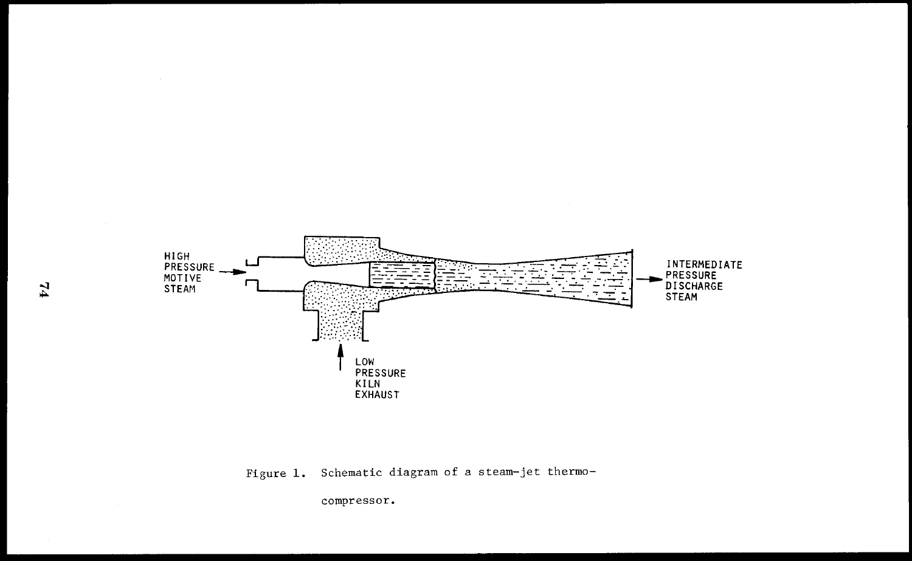HIGH PRESSURE MOTIVE STEAM

LOW PRESSURE KILN EXHAUST

INTERMEDIATE PRESSURE DISCHARGE STEAM

Figure 1. Schematic diagram of a steam-jet thermocompressor.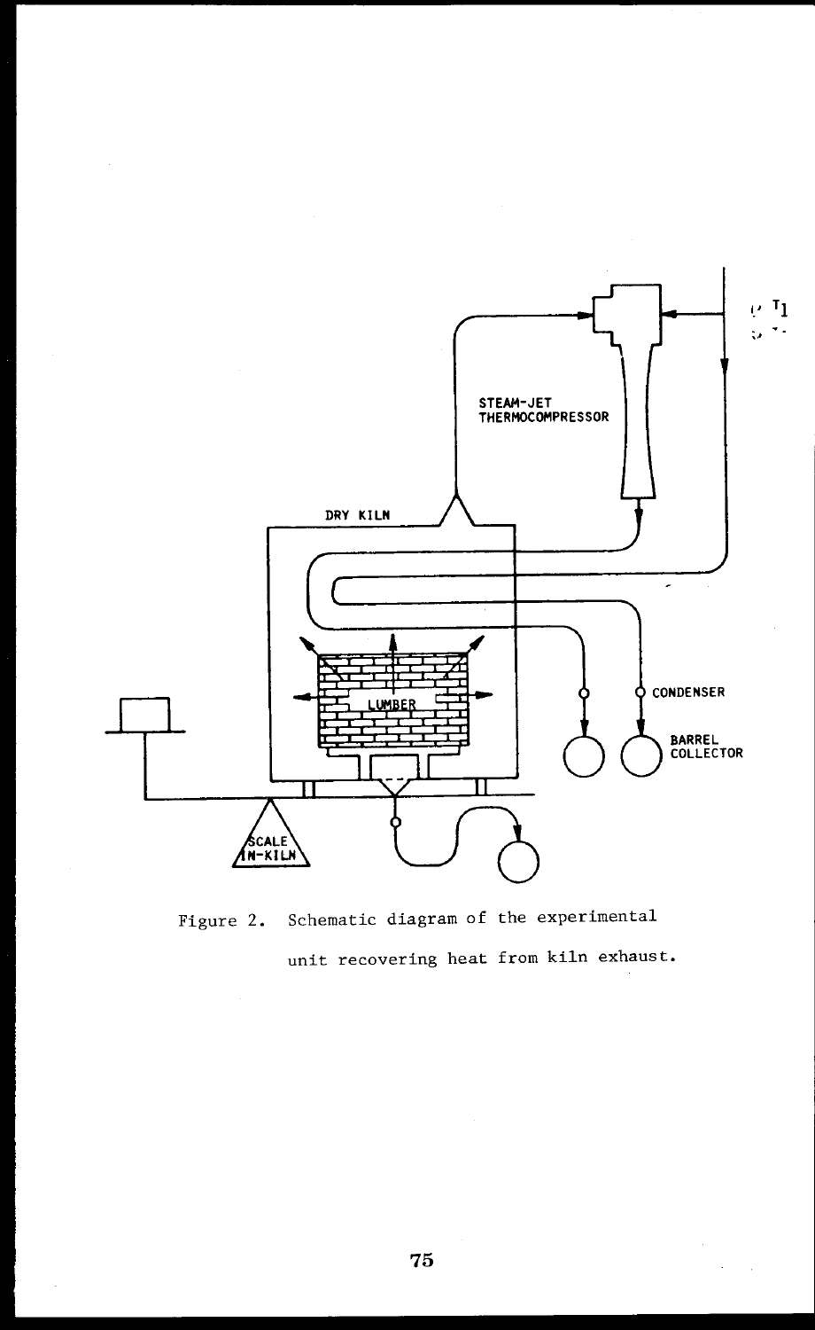STEAM-JET
THERMOCOMPRESSOR

$T_1$

DRY KILN

LUMBER

CONDENSER

BARREL
COLLECTOR

SCALE
IN-KILN

Figure 2. Schematic diagram of the experimental unit recovering heat from kiln exhaust.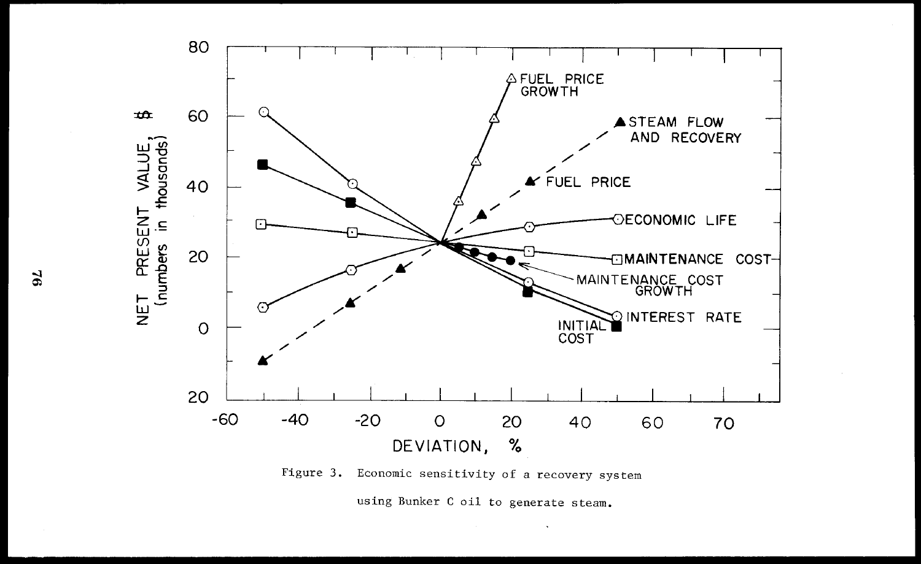NET PRESENT VALUE, $
(numbers in thousands)

80
60
40
20
0
20

-60
-40
-20
0
20
40
60
70

DEVIATION, %

FUEL PRICE GROWTH

STEAM FLOW AND RECOVERY

FUEL PRICE

ECONOMIC LIFE

MAINTENANCE COST

MAINTENANCE COST GROWTH

INTEREST RATE

INITIAL COST

Figure 3. Economic sensitivity of a recovery system using Bunker C oil to generate steam.